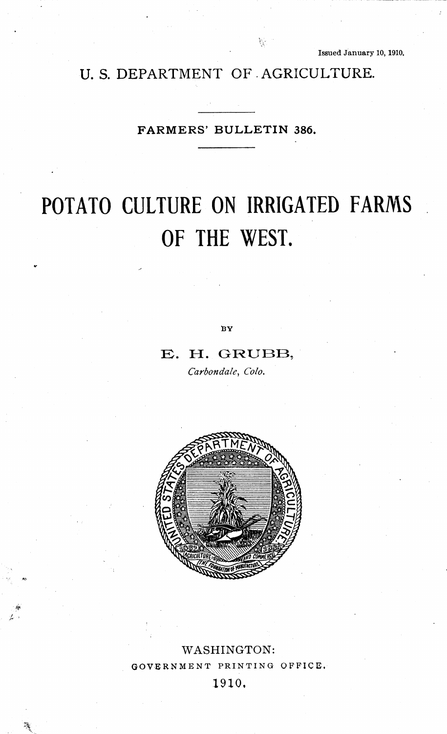Issued January 10, 1910.

U. S. DEPARTMENT OF AGRICULTURE.

FARMERS' BULLETIN 386.

# POTATO CULTURE ON IRRIGATED FARMS OF THE WEST.

BY

E. H. GRUBB,

*Carbondale, Colo.*

WASHINGTON:
GOVERNMENT PRINTING OFFICE.
1910.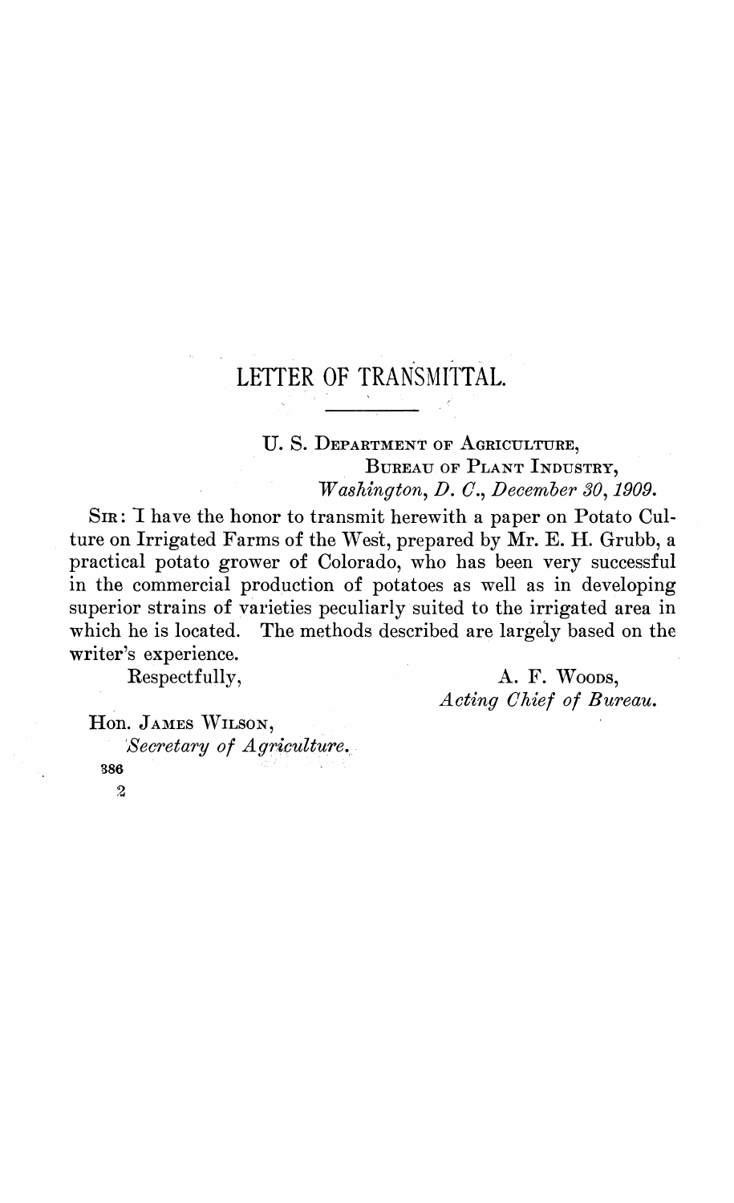# LETTER OF TRANSMITTAL.

U. S. Department of Agriculture,
Bureau of Plant Industry,
*Washington, D. C., December 30, 1909.*

Sir: I have the honor to transmit herewith a paper on Potato Culture on Irrigated Farms of the West, prepared by Mr. E. H. Grubb, a practical potato grower of Colorado, who has been very successful in the commercial production of potatoes as well as in developing superior strains of varieties peculiarly suited to the irrigated area in which he is located. The methods described are largely based on the writer's experience.

Respectfully,

A. F. Woods,
*Acting Chief of Bureau.*

Hon. James Wilson,
*Secretary of Agriculture.*

386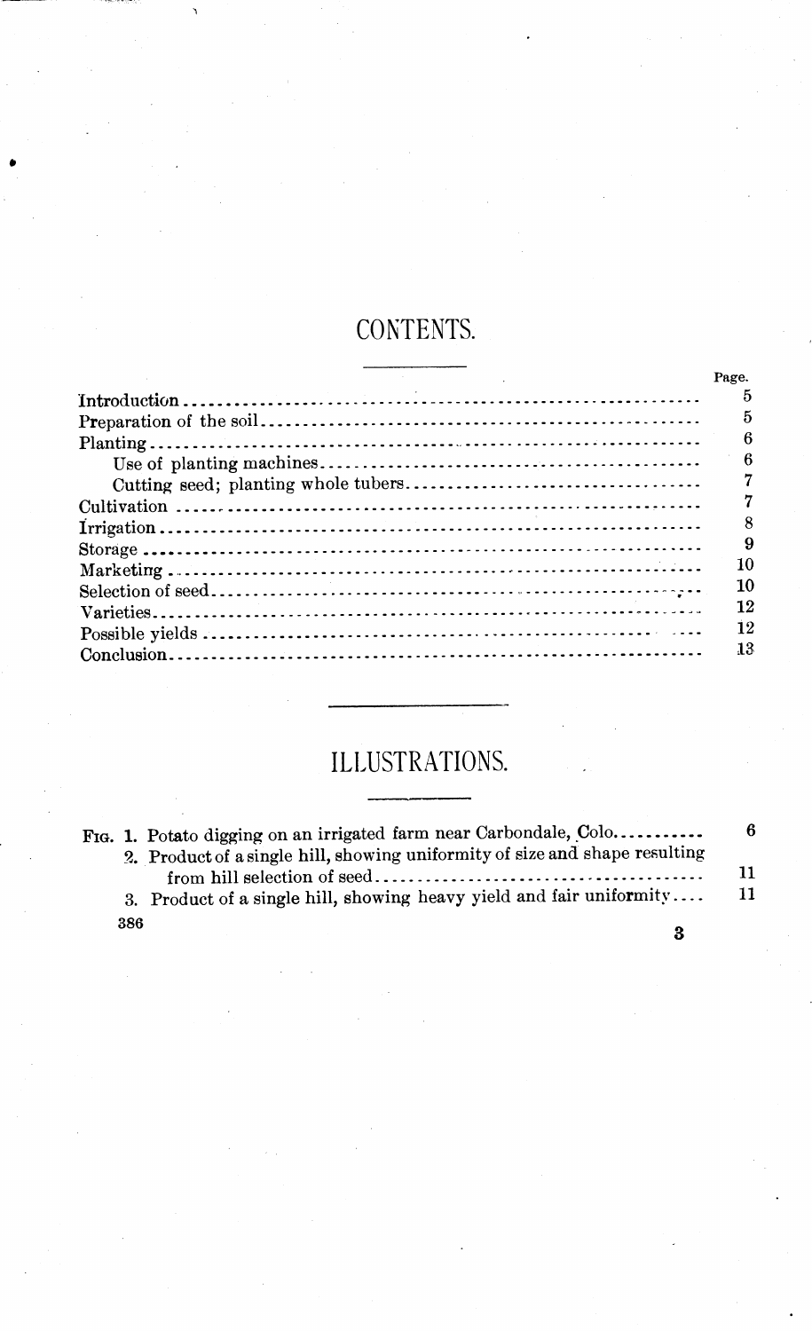# CONTENTS.

| | Page. |
|---|---|
| Introduction | 5 |
| Preparation of the soil | 5 |
| Planting | 6 |
| Use of planting machines | 6 |
| Cutting seed; planting whole tubers | 7 |
| Cultivation | 7 |
| Irrigation | 8 |
| Storage | 9 |
| Marketing | 10 |
| Selection of seed | 10 |
| Varieties | 12 |
| Possible yields | 12 |
| Conclusion | 13 |

# ILLUSTRATIONS.

| | Page |
|---|---|
| Fig. 1. Potato digging on an irrigated farm near Carbondale, Colo. | 6 |
| 2. Product of a single hill, showing uniformity of size and shape resulting from hill selection of seed | 11 |
| 3. Product of a single hill, showing heavy yield and fair uniformity | 11 |

386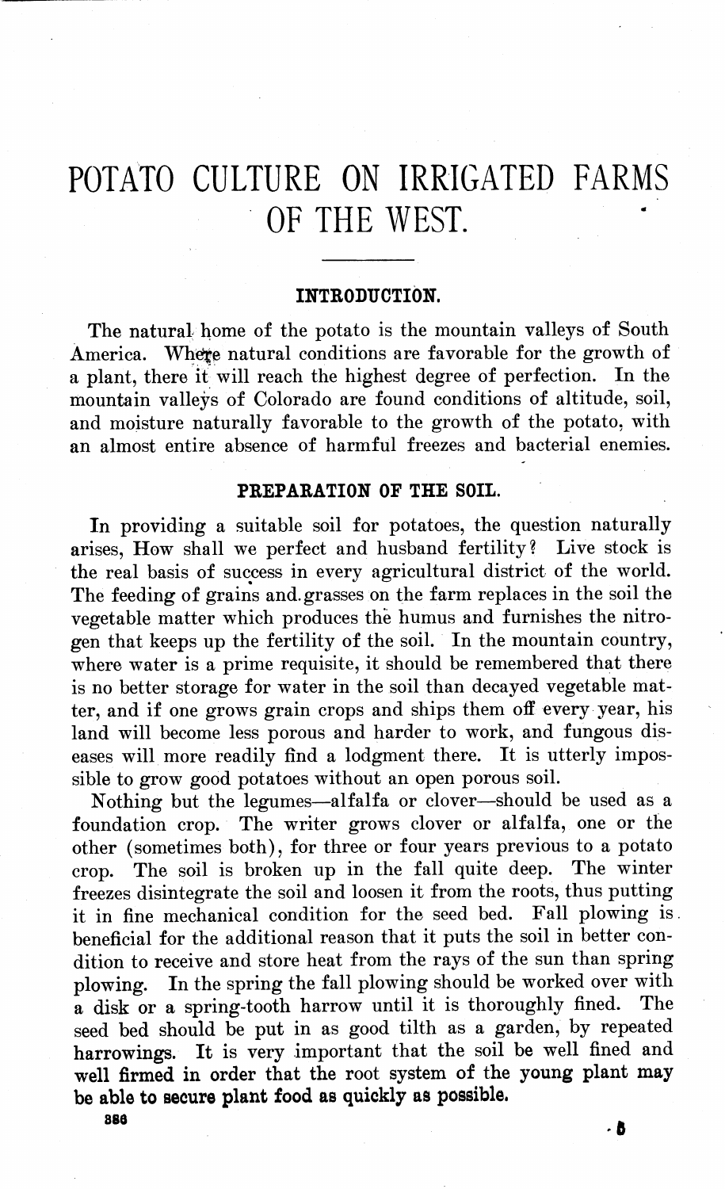# POTATO CULTURE ON IRRIGATED FARMS OF THE WEST.

## INTRODUCTION.

The natural home of the potato is the mountain valleys of South America. Where natural conditions are favorable for the growth of a plant, there it will reach the highest degree of perfection. In the mountain valleys of Colorado are found conditions of altitude, soil, and moisture naturally favorable to the growth of the potato, with an almost entire absence of harmful freezes and bacterial enemies.

## PREPARATION OF THE SOIL.

In providing a suitable soil for potatoes, the question naturally arises, How shall we perfect and husband fertility? Live stock is the real basis of success in every agricultural district of the world. The feeding of grains and grasses on the farm replaces in the soil the vegetable matter which produces the humus and furnishes the nitrogen that keeps up the fertility of the soil. In the mountain country, where water is a prime requisite, it should be remembered that there is no better storage for water in the soil than decayed vegetable matter, and if one grows grain crops and ships them off every year, his land will become less porous and harder to work, and fungous diseases will more readily find a lodgment there. It is utterly impossible to grow good potatoes without an open porous soil.

Nothing but the legumes—alfalfa or clover—should be used as a foundation crop. The writer grows clover or alfalfa, one or the other (sometimes both), for three or four years previous to a potato crop. The soil is broken up in the fall quite deep. The winter freezes disintegrate the soil and loosen it from the roots, thus putting it in fine mechanical condition for the seed bed. Fall plowing is beneficial for the additional reason that it puts the soil in better condition to receive and store heat from the rays of the sun than spring plowing. In the spring the fall plowing should be worked over with a disk or a spring-tooth harrow until it is thoroughly fined. The seed bed should be put in as good tilth as a garden, by repeated harrowings. It is very important that the soil be well fined and well firmed in order that the root system of the young plant may be able to secure plant food as quickly as possible.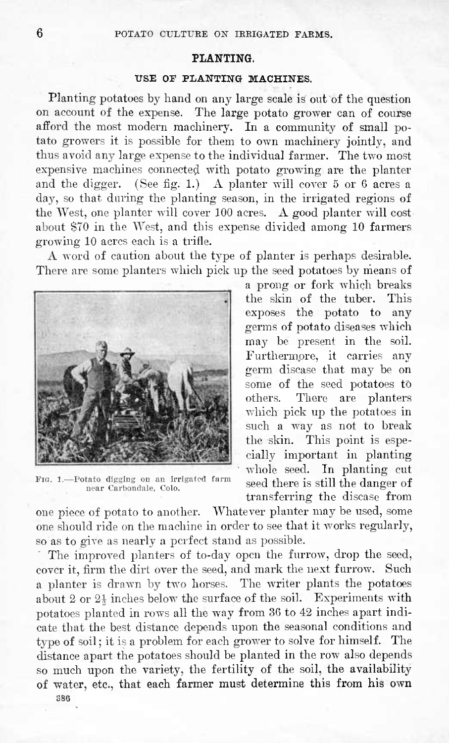## PLANTING.

### USE OF PLANTING MACHINES.

Planting potatoes by hand on any large scale is out of the question on account of the expense. The large potato grower can of course afford the most modern machinery. In a community of small potato growers it is possible for them to own machinery jointly, and thus avoid any large expense to the individual farmer. The two most expensive machines connected with potato growing are the planter and the digger. (See fig. 1.) A planter will cover 5 or 6 acres a day, so that during the planting season, in the irrigated regions of the West, one planter will cover 100 acres. A good planter will cost about $70 in the West, and this expense divided among 10 farmers growing 10 acres each is a trifle.

A word of caution about the type of planter is perhaps desirable. There are some planters which pick up the seed potatoes by means of a prong or fork which breaks the skin of the tuber. This exposes the potato to any germs of potato diseases which may be present in the soil. Furthermore, it carries any germ disease that may be on some of the seed potatoes to others. There are planters which pick up the potatoes in such a way as not to break the skin. This point is especially important in planting whole seed. In planting cut seed there is still the danger of transferring the disease from one piece of potato to another. Whatever planter may be used, some one should ride on the machine in order to see that it works regularly, so as to give as nearly a perfect stand as possible.

FIG. 1.—Potato digging on an irrigated farm near Carbondale, Colo.

The improved planters of to-day open the furrow, drop the seed, cover it, firm the dirt over the seed, and mark the next furrow. Such a planter is drawn by two horses. The writer plants the potatoes about 2 or 2½ inches below the surface of the soil. Experiments with potatoes planted in rows all the way from 36 to 42 inches apart indicate that the best distance depends upon the seasonal conditions and type of soil; it is a problem for each grower to solve for himself. The distance apart the potatoes should be planted in the row also depends so much upon the variety, the fertility of the soil, the availability of water, etc., that each farmer must determine this from his own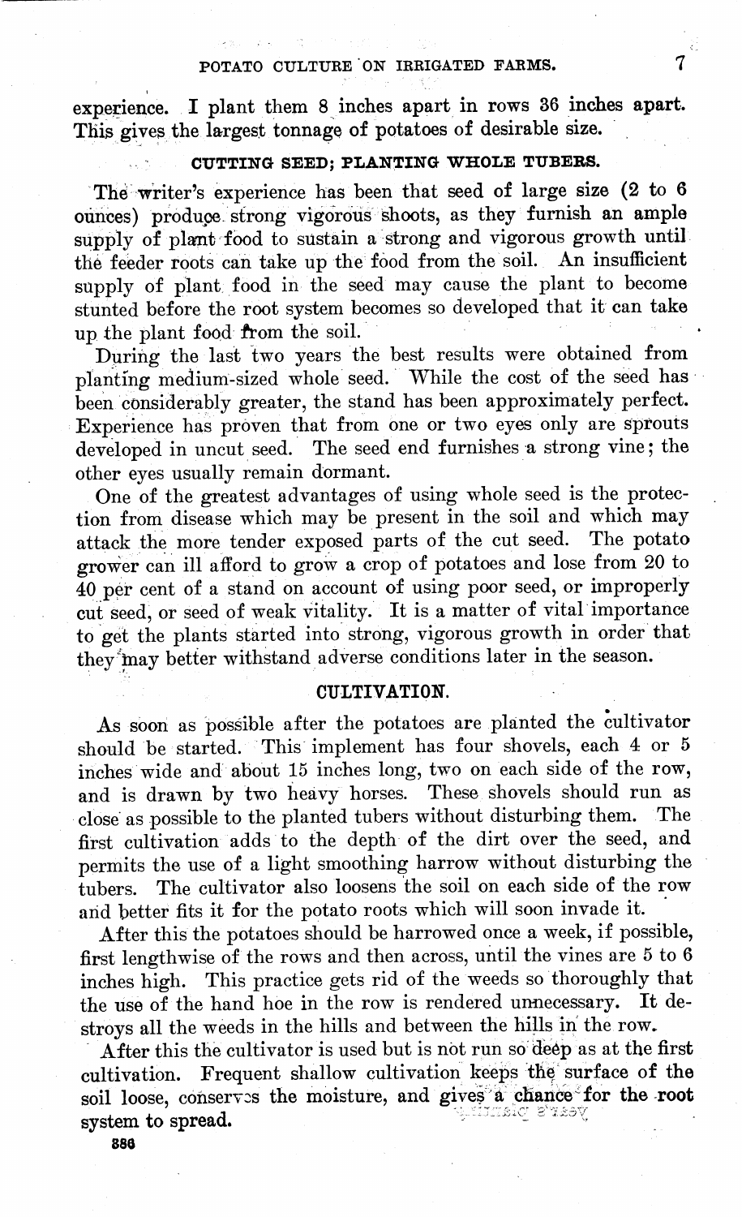experience. I plant them 8 inches apart in rows 36 inches apart. This gives the largest tonnage of potatoes of desirable size.

### CUTTING SEED; PLANTING WHOLE TUBERS.

The writer's experience has been that seed of large size (2 to 6 ounces) produce strong vigorous shoots, as they furnish an ample supply of plant food to sustain a strong and vigorous growth until the feeder roots can take up the food from the soil. An insufficient supply of plant food in the seed may cause the plant to become stunted before the root system becomes so developed that it can take up the plant food from the soil.

During the last two years the best results were obtained from planting medium-sized whole seed. While the cost of the seed has been considerably greater, the stand has been approximately perfect. Experience has proven that from one or two eyes only are sprouts developed in uncut seed. The seed end furnishes a strong vine; the other eyes usually remain dormant.

One of the greatest advantages of using whole seed is the protection from disease which may be present in the soil and which may attack the more tender exposed parts of the cut seed. The potato grower can ill afford to grow a crop of potatoes and lose from 20 to 40 per cent of a stand on account of using poor seed, or improperly cut seed, or seed of weak vitality. It is a matter of vital importance to get the plants started into strong, vigorous growth in order that they may better withstand adverse conditions later in the season.

### CULTIVATION.

As soon as possible after the potatoes are planted the cultivator should be started. This implement has four shovels, each 4 or 5 inches wide and about 15 inches long, two on each side of the row, and is drawn by two heavy horses. These shovels should run as close as possible to the planted tubers without disturbing them. The first cultivation adds to the depth of the dirt over the seed, and permits the use of a light smoothing harrow without disturbing the tubers. The cultivator also loosens the soil on each side of the row and better fits it for the potato roots which will soon invade it.

After this the potatoes should be harrowed once a week, if possible, first lengthwise of the rows and then across, until the vines are 5 to 6 inches high. This practice gets rid of the weeds so thoroughly that the use of the hand hoe in the row is rendered unnecessary. It destroys all the weeds in the hills and between the hills in the row.

After this the cultivator is used but is not run so deep as at the first cultivation. Frequent shallow cultivation keeps the surface of the soil loose, conserves the moisture, and gives a chance for the root system to spread.

886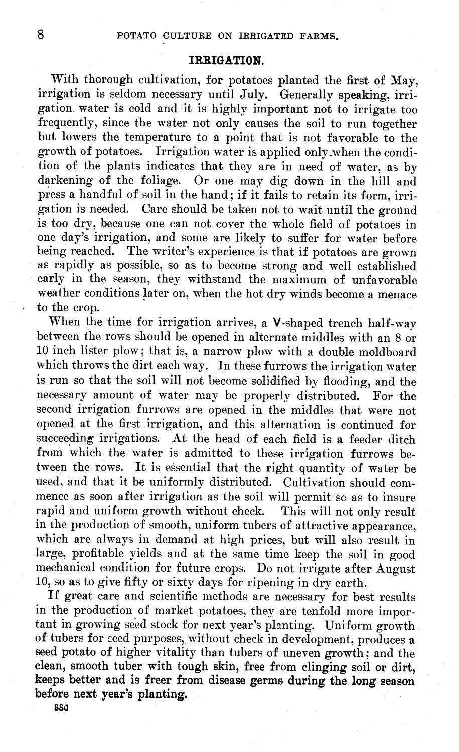## IRRIGATION.

With thorough cultivation, for potatoes planted the first of May, irrigation is seldom necessary until July. Generally speaking, irrigation water is cold and it is highly important not to irrigate too frequently, since the water not only causes the soil to run together but lowers the temperature to a point that is not favorable to the growth of potatoes. Irrigation water is applied only when the condition of the plants indicates that they are in need of water, as by darkening of the foliage. Or one may dig down in the hill and press a handful of soil in the hand; if it fails to retain its form, irrigation is needed. Care should be taken not to wait until the ground is too dry, because one can not cover the whole field of potatoes in one day's irrigation, and some are likely to suffer for water before being reached. The writer's experience is that if potatoes are grown as rapidly as possible, so as to become strong and well established early in the season, they withstand the maximum of unfavorable weather conditions later on, when the hot dry winds become a menace to the crop.

When the time for irrigation arrives, a V-shaped trench half-way between the rows should be opened in alternate middles with an 8 or 10 inch lister plow; that is, a narrow plow with a double moldboard which throws the dirt each way. In these furrows the irrigation water is run so that the soil will not become solidified by flooding, and the necessary amount of water may be properly distributed. For the second irrigation furrows are opened in the middles that were not opened at the first irrigation, and this alternation is continued for succeeding irrigations. At the head of each field is a feeder ditch from which the water is admitted to these irrigation furrows between the rows. It is essential that the right quantity of water be used, and that it be uniformly distributed. Cultivation should commence as soon after irrigation as the soil will permit so as to insure rapid and uniform growth without check. This will not only result in the production of smooth, uniform tubers of attractive appearance, which are always in demand at high prices, but will also result in large, profitable yields and at the same time keep the soil in good mechanical condition for future crops. Do not irrigate after August 10, so as to give fifty or sixty days for ripening in dry earth.

If great care and scientific methods are necessary for best results in the production of market potatoes, they are tenfold more important in growing seed stock for next year's planting. Uniform growth of tubers for seed purposes, without check in development, produces a seed potato of higher vitality than tubers of uneven growth; and the clean, smooth tuber with tough skin, free from clinging soil or dirt, keeps better and is freer from disease germs during the long season before next year's planting.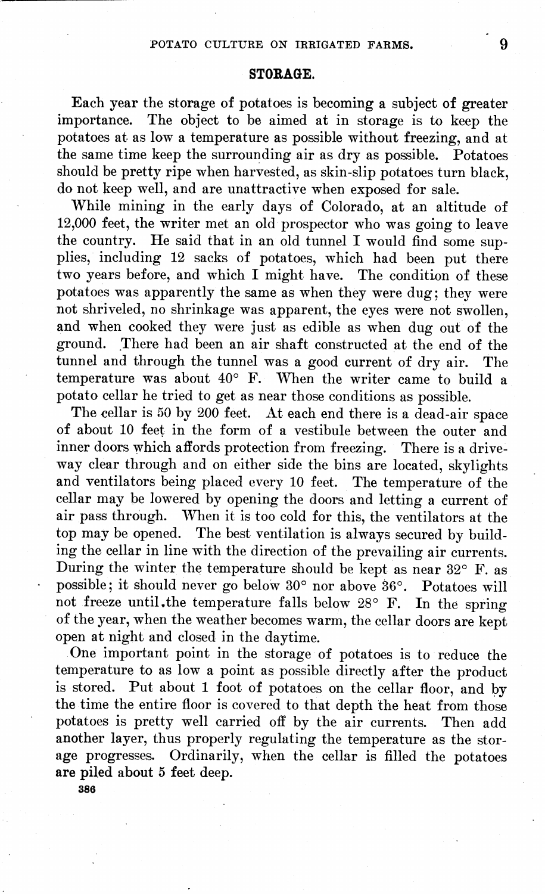## STORAGE.

Each year the storage of potatoes is becoming a subject of greater importance. The object to be aimed at in storage is to keep the potatoes at as low a temperature as possible without freezing, and at the same time keep the surrounding air as dry as possible. Potatoes should be pretty ripe when harvested, as skin-slip potatoes turn black, do not keep well, and are unattractive when exposed for sale.

While mining in the early days of Colorado, at an altitude of 12,000 feet, the writer met an old prospector who was going to leave the country. He said that in an old tunnel I would find some supplies, including 12 sacks of potatoes, which had been put there two years before, and which I might have. The condition of these potatoes was apparently the same as when they were dug; they were not shriveled, no shrinkage was apparent, the eyes were not swollen, and when cooked they were just as edible as when dug out of the ground. There had been an air shaft constructed at the end of the tunnel and through the tunnel was a good current of dry air. The temperature was about 40° F. When the writer came to build a potato cellar he tried to get as near those conditions as possible.

The cellar is 50 by 200 feet. At each end there is a dead-air space of about 10 feet in the form of a vestibule between the outer and inner doors which affords protection from freezing. There is a driveway clear through and on either side the bins are located, skylights and ventilators being placed every 10 feet. The temperature of the cellar may be lowered by opening the doors and letting a current of air pass through. When it is too cold for this, the ventilators at the top may be opened. The best ventilation is always secured by building the cellar in line with the direction of the prevailing air currents. During the winter the temperature should be kept as near 32° F. as possible; it should never go below 30° nor above 36°. Potatoes will not freeze until the temperature falls below 28° F. In the spring of the year, when the weather becomes warm, the cellar doors are kept open at night and closed in the daytime.

One important point in the storage of potatoes is to reduce the temperature to as low a point as possible directly after the product is stored. Put about 1 foot of potatoes on the cellar floor, and by the time the entire floor is covered to that depth the heat from those potatoes is pretty well carried off by the air currents. Then add another layer, thus properly regulating the temperature as the storage progresses. Ordinarily, when the cellar is filled the potatoes are piled about 5 feet deep.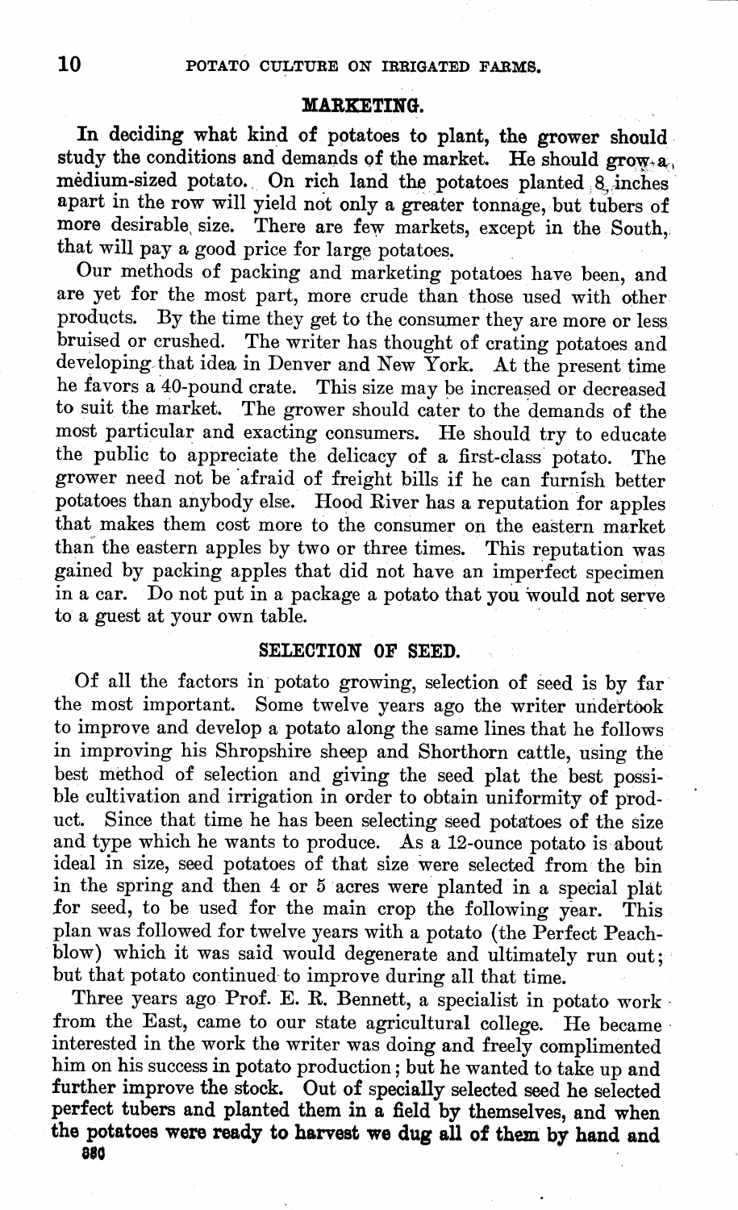## MARKETING.

In deciding what kind of potatoes to plant, the grower should study the conditions and demands of the market. He should grow a medium-sized potato. On rich land the potatoes planted 8 inches apart in the row will yield not only a greater tonnage, but tubers of more desirable size. There are few markets, except in the South, that will pay a good price for large potatoes.

Our methods of packing and marketing potatoes have been, and are yet for the most part, more crude than those used with other products. By the time they get to the consumer they are more or less bruised or crushed. The writer has thought of crating potatoes and developing that idea in Denver and New York. At the present time he favors a 40-pound crate. This size may be increased or decreased to suit the market. The grower should cater to the demands of the most particular and exacting consumers. He should try to educate the public to appreciate the delicacy of a first-class potato. The grower need not be afraid of freight bills if he can furnish better potatoes than anybody else. Hood River has a reputation for apples that makes them cost more to the consumer on the eastern market than the eastern apples by two or three times. This reputation was gained by packing apples that did not have an imperfect specimen in a car. Do not put in a package a potato that you would not serve to a guest at your own table.

## SELECTION OF SEED.

Of all the factors in potato growing, selection of seed is by far the most important. Some twelve years ago the writer undertook to improve and develop a potato along the same lines that he follows in improving his Shropshire sheep and Shorthorn cattle, using the best method of selection and giving the seed plat the best possible cultivation and irrigation in order to obtain uniformity of product. Since that time he has been selecting seed potatoes of the size and type which he wants to produce. As a 12-ounce potato is about ideal in size, seed potatoes of that size were selected from the bin in the spring and then 4 or 5 acres were planted in a special plat for seed, to be used for the main crop the following year. This plan was followed for twelve years with a potato (the Perfect Peachblow) which it was said would degenerate and ultimately run out; but that potato continued to improve during all that time.

Three years ago Prof. E. R. Bennett, a specialist in potato work from the East, came to our state agricultural college. He became interested in the work the writer was doing and freely complimented him on his success in potato production; but he wanted to take up and further improve the stock. Out of specially selected seed he selected perfect tubers and planted them in a field by themselves, and when the potatoes were ready to harvest we dug all of them by hand and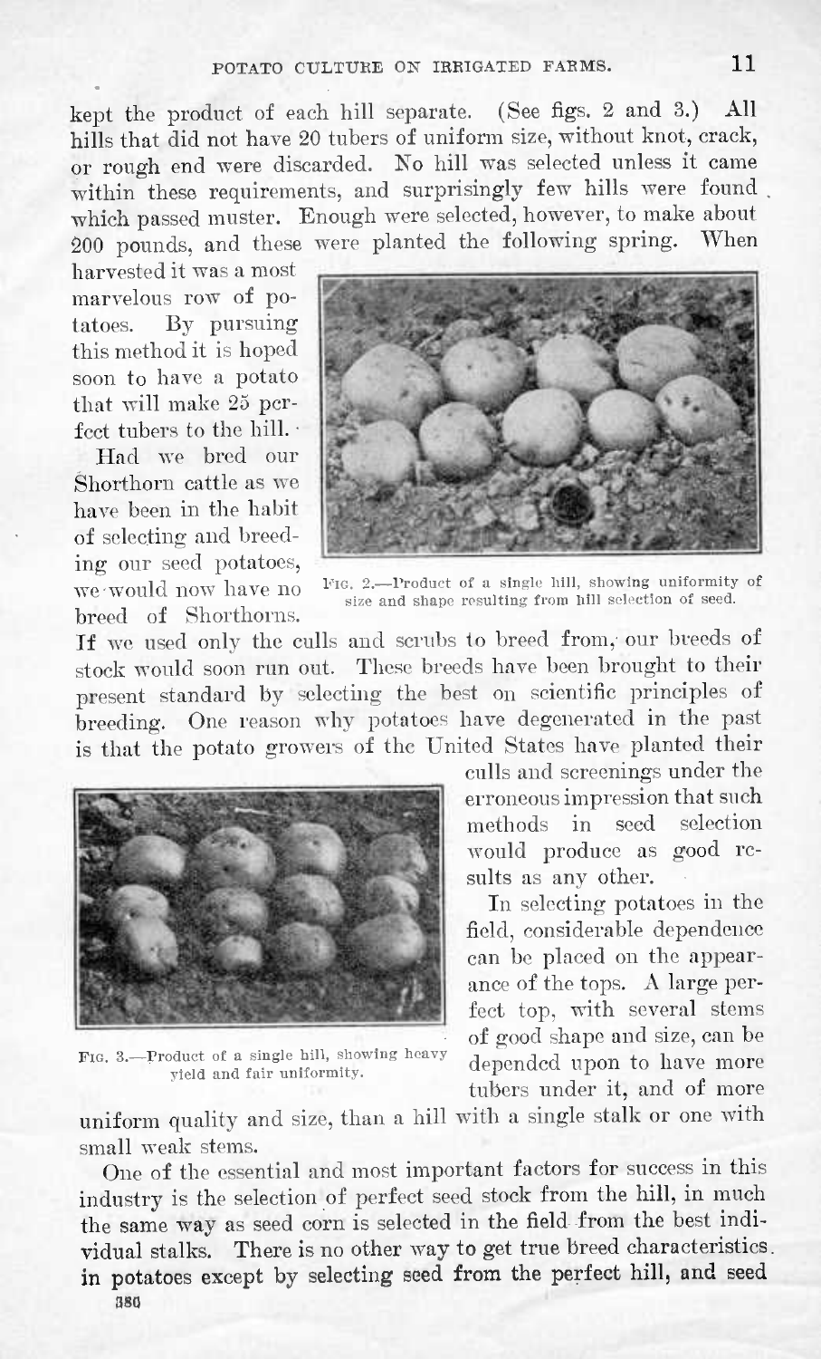kept the product of each hill separate. (See figs. 2 and 3.) All hills that did not have 20 tubers of uniform size, without knot, crack, or rough end were discarded. No hill was selected unless it came within these requirements, and surprisingly few hills were found which passed muster. Enough were selected, however, to make about 200 pounds, and these were planted the following spring. When harvested it was a most marvelous row of potatoes. By pursuing this method it is hoped soon to have a potato that will make 25 perfect tubers to the hill.

Had we bred our Shorthorn cattle as we have been in the habit of selecting and breeding our seed potatoes, we would now have no breed of Shorthorns. If we used only the culls and scrubs to breed from, our breeds of stock would soon run out. These breeds have been brought to their present standard by selecting the best on scientific principles of breeding. One reason why potatoes have degenerated in the past is that the potato growers of the United States have planted their culls and screenings under the erroneous impression that such methods in seed selection would produce as good results as any other.

Fig. 2.—Product of a single hill, showing uniformity of size and shape resulting from hill selection of seed.

Fig. 3.—Product of a single hill, showing heavy yield and fair uniformity.

In selecting potatoes in the field, considerable dependence can be placed on the appearance of the tops. A large perfect top, with several stems of good shape and size, can be depended upon to have more tubers under it, and of more uniform quality and size, than a hill with a single stalk or one with small weak stems.

One of the essential and most important factors for success in this industry is the selection of perfect seed stock from the hill, in much the same way as seed corn is selected in the field from the best individual stalks. There is no other way to get true breed characteristics in potatoes except by selecting seed from the perfect hill, and seed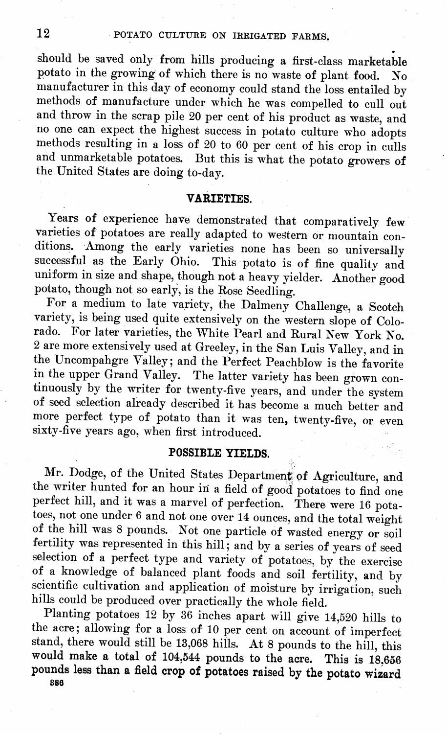should be saved only from hills producing a first-class marketable potato in the growing of which there is no waste of plant food. No manufacturer in this day of economy could stand the loss entailed by methods of manufacture under which he was compelled to cull out and throw in the scrap pile 20 per cent of his product as waste, and no one can expect the highest success in potato culture who adopts methods resulting in a loss of 20 to 60 per cent of his crop in culls and unmarketable potatoes. But this is what the potato growers of the United States are doing to-day.

## VARIETIES.

Years of experience have demonstrated that comparatively few varieties of potatoes are really adapted to western or mountain conditions. Among the early varieties none has been so universally successful as the Early Ohio. This potato is of fine quality and uniform in size and shape, though not a heavy yielder. Another good potato, though not so early, is the Rose Seedling.

For a medium to late variety, the Dalmeny Challenge, a Scotch variety, is being used quite extensively on the western slope of Colorado. For later varieties, the White Pearl and Rural New York No. 2 are more extensively used at Greeley, in the San Luis Valley, and in the Uncompahgre Valley; and the Perfect Peachblow is the favorite in the upper Grand Valley. The latter variety has been grown continuously by the writer for twenty-five years, and under the system of seed selection already described it has become a much better and more perfect type of potato than it was ten, twenty-five, or even sixty-five years ago, when first introduced.

## POSSIBLE YIELDS.

Mr. Dodge, of the United States Department of Agriculture, and the writer hunted for an hour in a field of good potatoes to find one perfect hill, and it was a marvel of perfection. There were 16 potatoes, not one under 6 and not one over 14 ounces, and the total weight of the hill was 8 pounds. Not one particle of wasted energy or soil fertility was represented in this hill; and by a series of years of seed selection of a perfect type and variety of potatoes, by the exercise of a knowledge of balanced plant foods and soil fertility, and by scientific cultivation and application of moisture by irrigation, such hills could be produced over practically the whole field.

Planting potatoes 12 by 36 inches apart will give 14,520 hills to the acre; allowing for a loss of 10 per cent on account of imperfect stand, there would still be 13,068 hills. At 8 pounds to the hill, this would make a total of 104,544 pounds to the acre. This is 18,656 pounds less than a field crop of potatoes raised by the potato wizard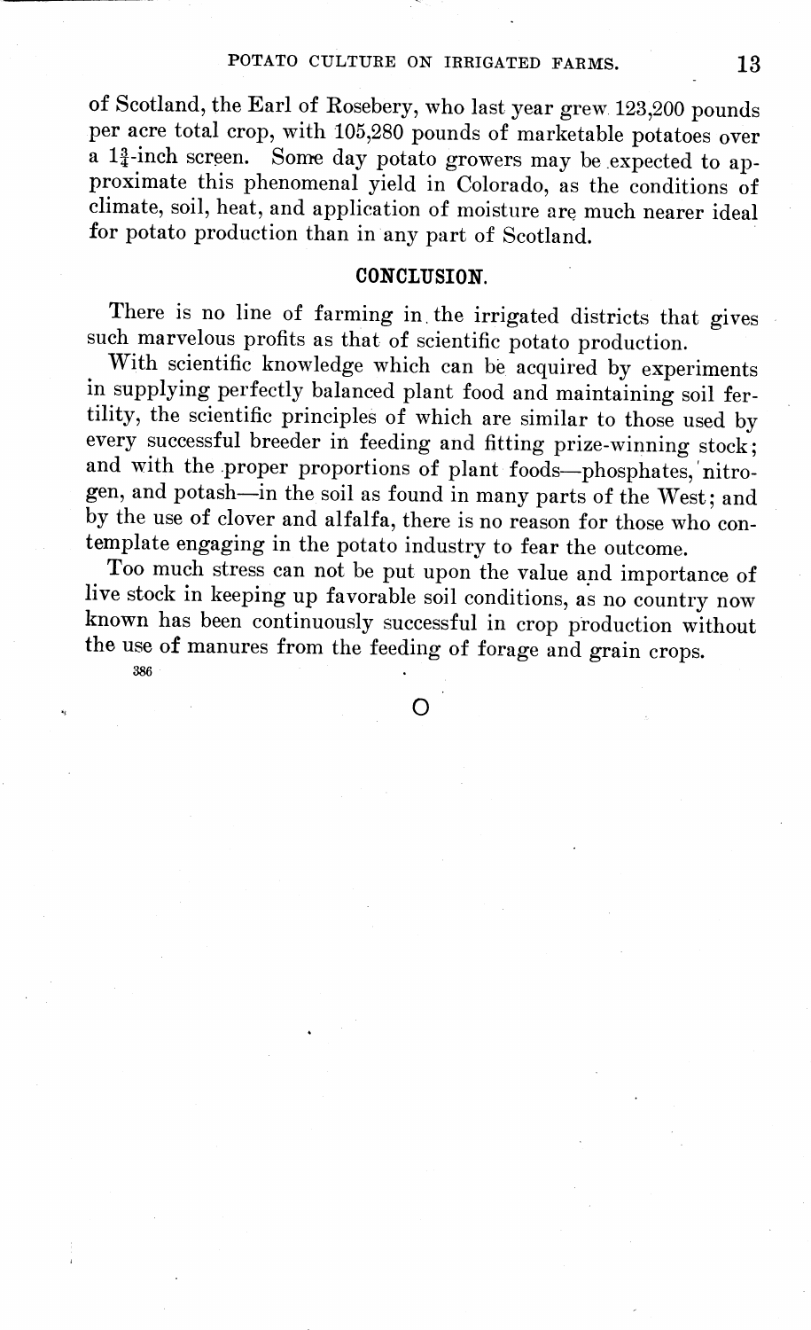of Scotland, the Earl of Rosebery, who last year grew 123,200 pounds per acre total crop, with 105,280 pounds of marketable potatoes over a $1\frac{3}{4}$-inch screen. Some day potato growers may be expected to approximate this phenomenal yield in Colorado, as the conditions of climate, soil, heat, and application of moisture are much nearer ideal for potato production than in any part of Scotland.

## CONCLUSION.

There is no line of farming in the irrigated districts that gives such marvelous profits as that of scientific potato production.

With scientific knowledge which can be acquired by experiments in supplying perfectly balanced plant food and maintaining soil fertility, the scientific principles of which are similar to those used by every successful breeder in feeding and fitting prize-winning stock; and with the proper proportions of plant foods—phosphates, nitrogen, and potash—in the soil as found in many parts of the West; and by the use of clover and alfalfa, there is no reason for those who contemplate engaging in the potato industry to fear the outcome.

Too much stress can not be put upon the value and importance of live stock in keeping up favorable soil conditions, as no country now known has been continuously successful in crop production without the use of manures from the feeding of forage and grain crops.